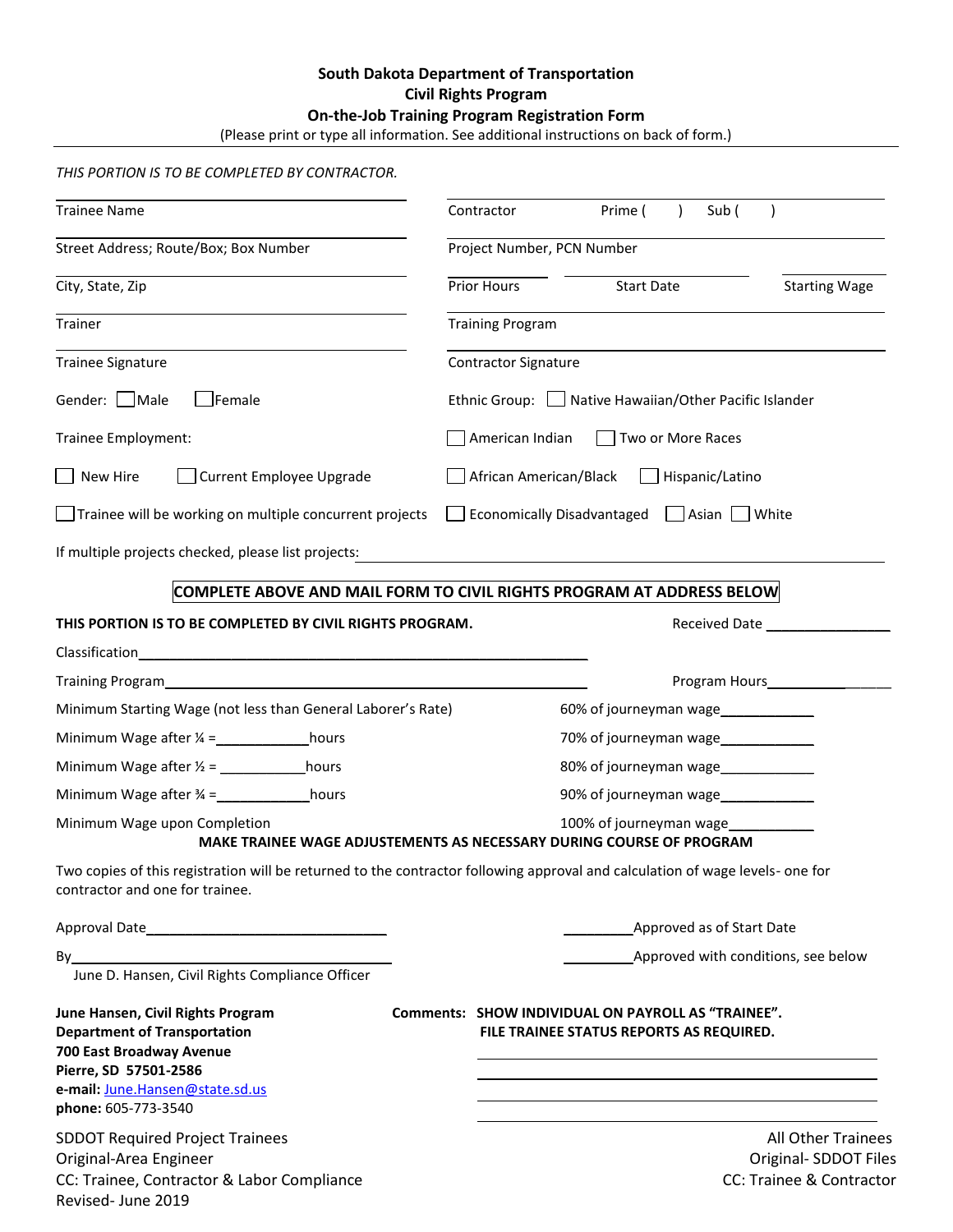**South Dakota Department of Transportation**
**Civil Rights Program**
**On-the-Job Training Program Registration Form**

(Please print or type all information. See additional instructions on back of form.)

*THIS PORTION IS TO BE COMPLETED BY CONTRACTOR.*

| | |
|---|---|
| Trainee Name | Contractor Prime ( ) Sub ( ) |
| Street Address; Route/Box; Box Number | Project Number, PCN Number |
| City, State, Zip | Prior Hours / Start Date / Starting Wage |
| Trainer | Training Program |
| Trainee Signature | Contractor Signature |

Gender: ☐ Male ☐ Female

Trainee Employment:

☐ New Hire ☐ Current Employee Upgrade

☐ Trainee will be working on multiple concurrent projects

Ethnic Group: ☐ Native Hawaiian/Other Pacific Islander

☐ American Indian ☐ Two or More Races

☐ African American/Black ☐ Hispanic/Latino

☐ Economically Disadvantaged ☐ Asian ☐ White

If multiple projects checked, please list projects: ____________________

**COMPLETE ABOVE AND MAIL FORM TO CIVIL RIGHTS PROGRAM AT ADDRESS BELOW**

**THIS PORTION IS TO BE COMPLETED BY CIVIL RIGHTS PROGRAM.** Received Date ____________

Classification____________________________________________

Training Program____________________________________________ Program Hours____________

| | |
|---|---|
| Minimum Starting Wage (not less than General Laborer's Rate) | 60% of journeyman wage__________ |
| Minimum Wage after ¼ =__________hours | 70% of journeyman wage__________ |
| Minimum Wage after ½ = __________hours | 80% of journeyman wage__________ |
| Minimum Wage after ¾ =__________hours | 90% of journeyman wage__________ |
| Minimum Wage upon Completion | 100% of journeyman wage__________ |

**MAKE TRAINEE WAGE ADJUSTEMENTS AS NECESSARY DURING COURSE OF PROGRAM**

Two copies of this registration will be returned to the contractor following approval and calculation of wage levels- one for contractor and one for trainee.

Approval Date______________________________ __________Approved as of Start Date

By______________________________ __________Approved with conditions, see below

June D. Hansen, Civil Rights Compliance Officer

**June Hansen, Civil Rights Program**
**Department of Transportation**
**700 East Broadway Avenue**
**Pierre, SD 57501-2586**
**e-mail:** June.Hansen@state.sd.us
**phone:** 605-773-3540

**Comments: SHOW INDIVIDUAL ON PAYROLL AS "TRAINEE". FILE TRAINEE STATUS REPORTS AS REQUIRED.**

SDDOT Required Project Trainees
Original-Area Engineer
CC: Trainee, Contractor & Labor Compliance

All Other Trainees
Original- SDDOT Files
CC: Trainee & Contractor

Revised- June 2019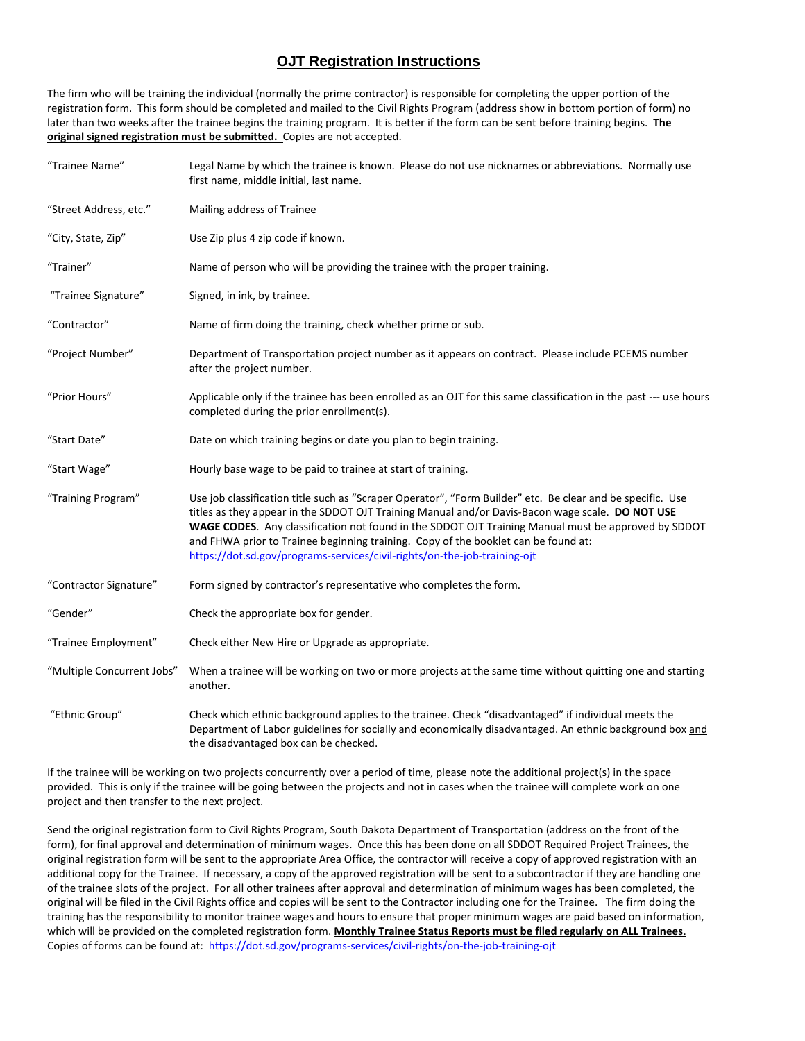# OJT Registration Instructions

The firm who will be training the individual (normally the prime contractor) is responsible for completing the upper portion of the registration form. This form should be completed and mailed to the Civil Rights Program (address show in bottom portion of form) no later than two weeks after the trainee begins the training program. It is better if the form can be sent before training begins. **The original signed registration must be submitted.** Copies are not accepted.

| | |
|---|---|
| "Trainee Name" | Legal Name by which the trainee is known. Please do not use nicknames or abbreviations. Normally use first name, middle initial, last name. |
| "Street Address, etc." | Mailing address of Trainee |
| "City, State, Zip" | Use Zip plus 4 zip code if known. |
| "Trainer" | Name of person who will be providing the trainee with the proper training. |
| "Trainee Signature" | Signed, in ink, by trainee. |
| "Contractor" | Name of firm doing the training, check whether prime or sub. |
| "Project Number" | Department of Transportation project number as it appears on contract. Please include PCEMS number after the project number. |
| "Prior Hours" | Applicable only if the trainee has been enrolled as an OJT for this same classification in the past --- use hours completed during the prior enrollment(s). |
| "Start Date" | Date on which training begins or date you plan to begin training. |
| "Start Wage" | Hourly base wage to be paid to trainee at start of training. |
| "Training Program" | Use job classification title such as "Scraper Operator", "Form Builder" etc. Be clear and be specific. Use titles as they appear in the SDDOT OJT Training Manual and/or Davis-Bacon wage scale. **DO NOT USE WAGE CODES**. Any classification not found in the SDDOT OJT Training Manual must be approved by SDDOT and FHWA prior to Trainee beginning training. Copy of the booklet can be found at: https://dot.sd.gov/programs-services/civil-rights/on-the-job-training-ojt |
| "Contractor Signature" | Form signed by contractor's representative who completes the form. |
| "Gender" | Check the appropriate box for gender. |
| "Trainee Employment" | Check either New Hire or Upgrade as appropriate. |
| "Multiple Concurrent Jobs" | When a trainee will be working on two or more projects at the same time without quitting one and starting another. |
| "Ethnic Group" | Check which ethnic background applies to the trainee. Check "disadvantaged" if individual meets the Department of Labor guidelines for socially and economically disadvantaged. An ethnic background box and the disadvantaged box can be checked. |

If the trainee will be working on two projects concurrently over a period of time, please note the additional project(s) in the space provided. This is only if the trainee will be going between the projects and not in cases when the trainee will complete work on one project and then transfer to the next project.

Send the original registration form to Civil Rights Program, South Dakota Department of Transportation (address on the front of the form), for final approval and determination of minimum wages. Once this has been done on all SDDOT Required Project Trainees, the original registration form will be sent to the appropriate Area Office, the contractor will receive a copy of approved registration with an additional copy for the Trainee. If necessary, a copy of the approved registration will be sent to a subcontractor if they are handling one of the trainee slots of the project. For all other trainees after approval and determination of minimum wages has been completed, the original will be filed in the Civil Rights office and copies will be sent to the Contractor including one for the Trainee. The firm doing the training has the responsibility to monitor trainee wages and hours to ensure that proper minimum wages are paid based on information, which will be provided on the completed registration form. **Monthly Trainee Status Reports must be filed regularly on ALL Trainees**. Copies of forms can be found at: https://dot.sd.gov/programs-services/civil-rights/on-the-job-training-ojt